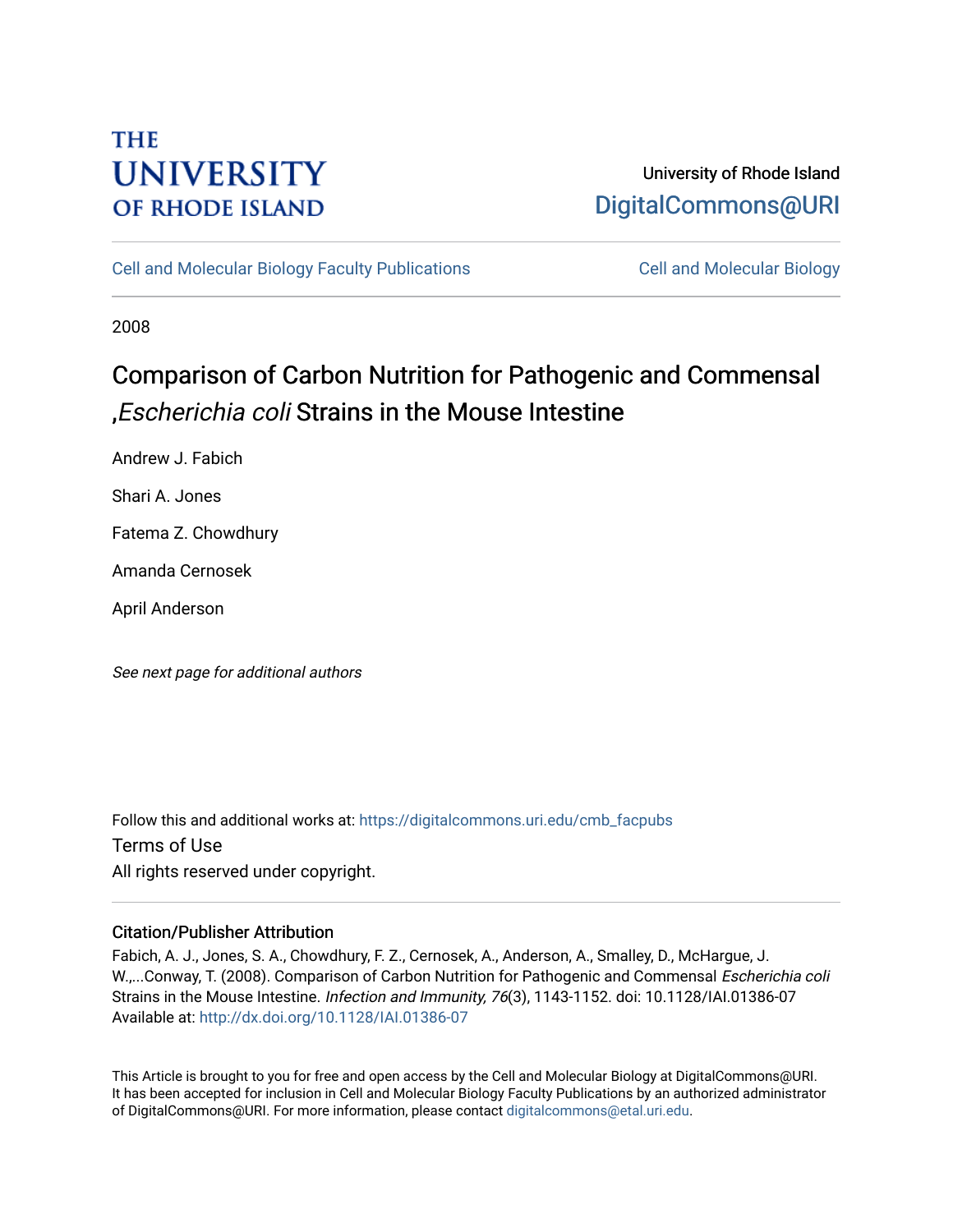THE UNIVERSITY OF RHODE ISLAND

University of Rhode Island
DigitalCommons@URI

Cell and Molecular Biology Faculty Publications | Cell and Molecular Biology

2008

# Comparison of Carbon Nutrition for Pathogenic and Commensal ,*Escherichia coli* Strains in the Mouse Intestine

Andrew J. Fabich

Shari A. Jones

Fatema Z. Chowdhury

Amanda Cernosek

April Anderson

*See next page for additional authors*

Follow this and additional works at: https://digitalcommons.uri.edu/cmb_facpubs

Terms of Use
All rights reserved under copyright.

## Citation/Publisher Attribution

Fabich, A. J., Jones, S. A., Chowdhury, F. Z., Cernosek, A., Anderson, A., Smalley, D., McHargue, J. W.,...Conway, T. (2008). Comparison of Carbon Nutrition for Pathogenic and Commensal *Escherichia coli* Strains in the Mouse Intestine. *Infection and Immunity, 76*(3), 1143-1152. doi: 10.1128/IAI.01386-07
Available at: http://dx.doi.org/10.1128/IAI.01386-07

This Article is brought to you for free and open access by the Cell and Molecular Biology at DigitalCommons@URI. It has been accepted for inclusion in Cell and Molecular Biology Faculty Publications by an authorized administrator of DigitalCommons@URI. For more information, please contact digitalcommons@etal.uri.edu.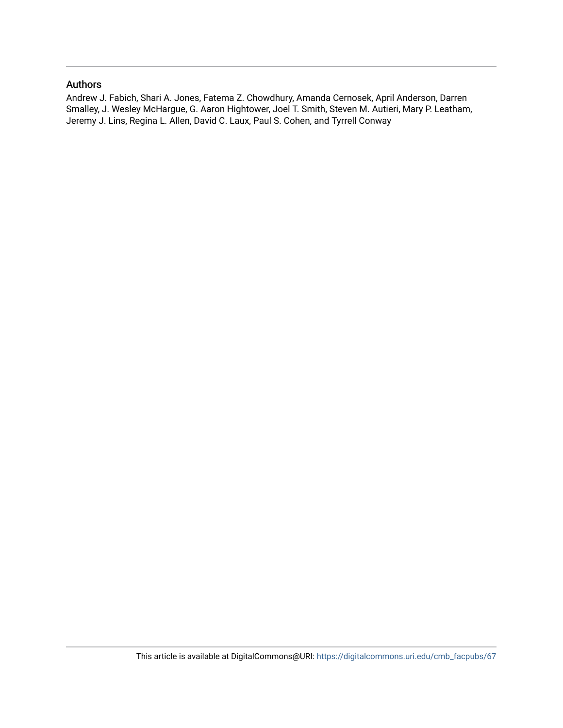## Authors

Andrew J. Fabich, Shari A. Jones, Fatema Z. Chowdhury, Amanda Cernosek, April Anderson, Darren Smalley, J. Wesley McHargue, G. Aaron Hightower, Joel T. Smith, Steven M. Autieri, Mary P. Leatham, Jeremy J. Lins, Regina L. Allen, David C. Laux, Paul S. Cohen, and Tyrrell Conway

This article is available at DigitalCommons@URI: https://digitalcommons.uri.edu/cmb_facpubs/67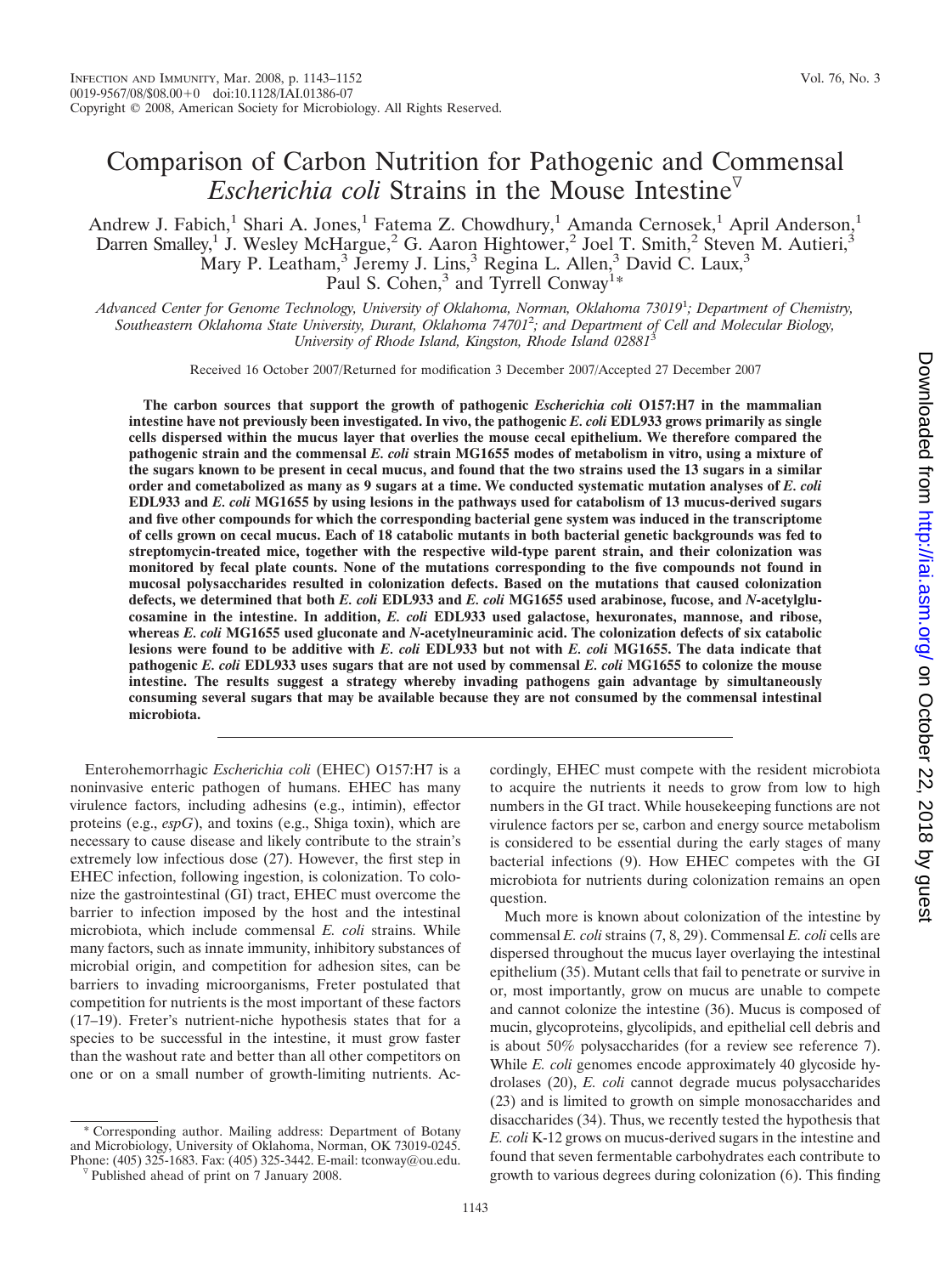# Comparison of Carbon Nutrition for Pathogenic and Commensal *Escherichia coli* Strains in the Mouse Intestine

Andrew J. Fabich,[1] Shari A. Jones,[1] Fatema Z. Chowdhury,[1] Amanda Cernosek,[1] April Anderson,[1] Darren Smalley,[1] J. Wesley McHargue,[2] G. Aaron Hightower,[2] Joel T. Smith,[2] Steven M. Autieri,[3] Mary P. Leatham,[3] Jeremy J. Lins,[3] Regina L. Allen,[3] David C. Laux,[3] Paul S. Cohen,[3] and Tyrrell Conway[1]*

*Advanced Center for Genome Technology, University of Oklahoma, Norman, Oklahoma 73019[1]; Department of Chemistry, Southeastern Oklahoma State University, Durant, Oklahoma 74701[2]; and Department of Cell and Molecular Biology, University of Rhode Island, Kingston, Rhode Island 02881[3]*

Received 16 October 2007/Returned for modification 3 December 2007/Accepted 27 December 2007

**The carbon sources that support the growth of pathogenic *Escherichia coli* O157:H7 in the mammalian intestine have not previously been investigated. In vivo, the pathogenic *E. coli* EDL933 grows primarily as single cells dispersed within the mucus layer that overlies the mouse cecal epithelium. We therefore compared the pathogenic strain and the commensal *E. coli* strain MG1655 modes of metabolism in vitro, using a mixture of the sugars known to be present in cecal mucus, and found that the two strains used the 13 sugars in a similar order and cometabolized as many as 9 sugars at a time. We conducted systematic mutation analyses of *E. coli* EDL933 and *E. coli* MG1655 by using lesions in the pathways used for catabolism of 13 mucus-derived sugars and five other compounds for which the corresponding bacterial gene system was induced in the transcriptome of cells grown on cecal mucus. Each of 18 catabolic mutants in both bacterial genetic backgrounds was fed to streptomycin-treated mice, together with the respective wild-type parent strain, and their colonization was monitored by fecal plate counts. None of the mutations corresponding to the five compounds not found in mucosal polysaccharides resulted in colonization defects. Based on the mutations that caused colonization defects, we determined that both *E. coli* EDL933 and *E. coli* MG1655 used arabinose, fucose, and *N*-acetylglucosamine in the intestine. In addition, *E. coli* EDL933 used galactose, hexuronates, mannose, and ribose, whereas *E. coli* MG1655 used gluconate and *N*-acetylneuraminic acid. The colonization defects of six catabolic lesions were found to be additive with *E. coli* EDL933 but not with *E. coli* MG1655. The data indicate that pathogenic *E. coli* EDL933 uses sugars that are not used by commensal *E. coli* MG1655 to colonize the mouse intestine. The results suggest a strategy whereby invading pathogens gain advantage by simultaneously consuming several sugars that may be available because they are not consumed by the commensal intestinal microbiota.**

Enterohemorrhagic *Escherichia coli* (EHEC) O157:H7 is a noninvasive enteric pathogen of humans. EHEC has many virulence factors, including adhesins (e.g., intimin), effector proteins (e.g., *espG*), and toxins (e.g., Shiga toxin), which are necessary to cause disease and likely contribute to the strain's extremely low infectious dose (27). However, the first step in EHEC infection, following ingestion, is colonization. To colonize the gastrointestinal (GI) tract, EHEC must overcome the barrier to infection imposed by the host and the intestinal microbiota, which include commensal *E. coli* strains. While many factors, such as innate immunity, inhibitory substances of microbial origin, and competition for adhesion sites, can be barriers to invading microorganisms, Freter postulated that competition for nutrients is the most important of these factors (17–19). Freter's nutrient-niche hypothesis states that for a species to be successful in the intestine, it must grow faster than the washout rate and better than all other competitors on one or on a small number of growth-limiting nutrients. Accordingly, EHEC must compete with the resident microbiota to acquire the nutrients it needs to grow from low to high numbers in the GI tract. While housekeeping functions are not virulence factors per se, carbon and energy source metabolism is considered to be essential during the early stages of many bacterial infections (9). How EHEC competes with the GI microbiota for nutrients during colonization remains an open question.

Much more is known about colonization of the intestine by commensal *E. coli* strains (7, 8, 29). Commensal *E. coli* cells are dispersed throughout the mucus layer overlaying the intestinal epithelium (35). Mutant cells that fail to penetrate or survive in or, most importantly, grow on mucus are unable to compete and cannot colonize the intestine (36). Mucus is composed of mucin, glycoproteins, glycolipids, and epithelial cell debris and is about 50% polysaccharides (for a review see reference 7). While *E. coli* genomes encode approximately 40 glycoside hydrolases (20), *E. coli* cannot degrade mucus polysaccharides (23) and is limited to growth on simple monosaccharides and disaccharides (34). Thus, we recently tested the hypothesis that *E. coli* K-12 grows on mucus-derived sugars in the intestine and found that seven fermentable carbohydrates each contribute to growth to various degrees during colonization (6). This finding

\* Corresponding author. Mailing address: Department of Botany and Microbiology, University of Oklahoma, Norman, OK 73019-0245. Phone: (405) 325-1683. Fax: (405) 325-3442. E-mail: tconway@ou.edu.

▿ Published ahead of print on 7 January 2008.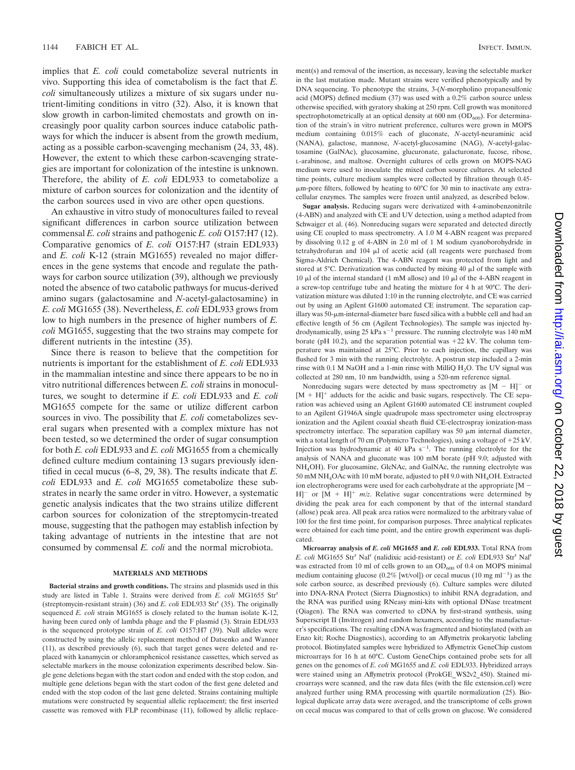implies that *E. coli* could cometabolize several nutrients in vivo. Supporting this idea of cometabolism is the fact that *E. coli* simultaneously utilizes a mixture of six sugars under nutrient-limiting conditions in vitro (32). Also, it is known that slow growth in carbon-limited chemostats and growth on increasingly poor quality carbon sources induce catabolic pathways for which the inducer is absent from the growth medium, acting as a possible carbon-scavenging mechanism (24, 33, 48). However, the extent to which these carbon-scavenging strategies are important for colonization of the intestine is unknown. Therefore, the ability of *E. coli* EDL933 to cometabolize a mixture of carbon sources for colonization and the identity of the carbon sources used in vivo are other open questions.

An exhaustive in vitro study of monocultures failed to reveal significant differences in carbon source utilization between commensal *E. coli* strains and pathogenic *E. coli* O157:H7 (12). Comparative genomics of *E. coli* O157:H7 (strain EDL933) and *E. coli* K-12 (strain MG1655) revealed no major differences in the gene systems that encode and regulate the pathways for carbon source utilization (39), although we previously noted the absence of two catabolic pathways for mucus-derived amino sugars (galactosamine and *N*-acetyl-galactosamine) in *E. coli* MG1655 (38). Nevertheless, *E. coli* EDL933 grows from low to high numbers in the presence of higher numbers of *E. coli* MG1655, suggesting that the two strains may compete for different nutrients in the intestine (35).

Since there is reason to believe that the competition for nutrients is important for the establishment of *E. coli* EDL933 in the mammalian intestine and since there appears to be no in vitro nutritional differences between *E. coli* strains in monocultures, we sought to determine if *E. coli* EDL933 and *E. coli* MG1655 compete for the same or utilize different carbon sources in vivo. The possibility that *E. coli* cometabolizes several sugars when presented with a complex mixture has not been tested, so we determined the order of sugar consumption for both *E. coli* EDL933 and *E. coli* MG1655 from a chemically defined culture medium containing 13 sugars previously identified in cecal mucus (6–8, 29, 38). The results indicate that *E. coli* EDL933 and *E. coli* MG1655 cometabolize these substrates in nearly the same order in vitro. However, a systematic genetic analysis indicates that the two strains utilize different carbon sources for colonization of the streptomycin-treated mouse, suggesting that the pathogen may establish infection by taking advantage of nutrients in the intestine that are not consumed by commensal *E. coli* and the normal microbiota.

## MATERIALS AND METHODS

**Bacterial strains and growth conditions.** The strains and plasmids used in this study are listed in Table 1. Strains were derived from *E. coli* MG1655 Str$^r$ (streptomycin-resistant strain) (36) and *E. coli* EDL933 Str$^r$ (35). The originally sequenced *E. coli* strain MG1655 is closely related to the human isolate K-12, having been cured only of lambda phage and the F plasmid (3). Strain EDL933 is the sequenced prototype strain of *E. coli* O157:H7 (39). Null alleles were constructed by using the allelic replacement method of Datsenko and Wanner (11), as described previously (6), such that target genes were deleted and replaced with kanamycin or chloramphenicol resistance cassettes, which served as selectable markers in the mouse colonization experiments described below. Single gene deletions began with the start codon and ended with the stop codon, and multiple gene deletions began with the start codon of the first gene deleted and ended with the stop codon of the last gene deleted. Strains containing multiple mutations were constructed by sequential allelic replacement; the first inserted cassette was removed with FLP recombinase (11), followed by allelic replacement(s) and removal of the insertion, as necessary, leaving the selectable marker in the last mutation made. Mutant strains were verified phenotypically and by DNA sequencing. To phenotype the strains, 3-(*N*-morpholino propanesulfonic acid (MOPS) defined medium (37) was used with a 0.2% carbon source unless otherwise specified, with gyratory shaking at 250 rpm. Cell growth was monitored spectrophotometrically at an optical density at 600 nm ($OD_{600}$). For determination of the strain's in vitro nutrient preference, cultures were grown in MOPS medium containing 0.015% each of gluconate, *N*-acetyl-neuraminic acid (NANA), galactose, mannose, *N*-acetyl-glucosamine (NAG), *N*-acetyl-galactosamine (GalNAc), glucosamine, glucuronate, galacturonate, fucose, ribose, L-arabinose, and maltose. Overnight cultures of cells grown on MOPS-NAG medium were used to inoculate the mixed carbon source cultures. At selected time points, culture medium samples were collected by filtration through 0.45-μm-pore filters, followed by heating to 60°C for 30 min to inactivate any extracellular enzymes. The samples were frozen until analyzed, as described below.

**Sugar analysis.** Reducing sugars were derivatized with 4-aminobenzonitrile (4-ABN) and analyzed with CE and UV detection, using a method adapted from Schwaiger et al. (46). Nonreducing sugars were separated and detected directly using CE coupled to mass spectrometry. A 1.0 M 4-ABN reagent was prepared by dissolving 0.12 g of 4-ABN in 2.0 ml of 1 M sodium cyanoborohydride in tetrahydrofuran and 104 μl of acetic acid (all reagents were purchased from Sigma-Aldrich Chemical). The 4-ABN reagent was protected from light and stored at 5°C. Derivatization was conducted by mixing 40 μl of the sample with 10 μl of the internal standard (1 mM allose) and 10 μl of the 4-ABN reagent in a screw-top centrifuge tube and heating the mixture for 4 h at 90°C. The derivatization mixture was diluted 1:10 in the running electrolyte, and CE was carried out by using an Agilent G1600 automated CE instrument. The separation capillary was 50-μm-internal-diameter bare fused silica with a bubble cell and had an effective length of 56 cm (Agilent Technologies). The sample was injected hydrodynamically, using 25 kPa $s^{-1}$ pressure. The running electrolyte was 140 mM borate (pH 10.2), and the separation potential was +22 kV. The column temperature was maintained at 25°C. Prior to each injection, the capillary was flushed for 3 min with the running electrolyte. A postrun step included a 2-min rinse with 0.1 M NaOH and a 1-min rinse with MilliQ $H_2O$. The UV signal was collected at 280 nm, 10 nm bandwidth, using a 520-nm reference signal.

Nonreducing sugars were detected by mass spectrometry as $[M - H]^-$ or $[M + H]^+$ adducts for the acidic and basic sugars, respectively. The CE separation was achieved using an Agilent G1600 automated CE instrument coupled to an Agilent G1946A single quadrupole mass spectrometer using electrospray ionization and the Agilent coaxial sheath fluid CE-electrospray ionization-mass spectrometry interface. The separation capillary was 50 μm internal diameter, with a total length of 70 cm (Polymicro Technologies), using a voltage of +25 kV. Injection was hydrodynamic at 40 kPa $s^{-1}$. The running electrolyte for the analysis of NANA and gluconate was 100 mM borate (pH 9.0; adjusted with $NH_4OH$). For glucosamine, GlcNAc, and GalNAc, the running electrolyte was 50 mM $NH_4OAc$ with 10 mM borate, adjusted to pH 9.0 with $NH_4OH$. Extracted ion electropherograms were used for each carbohydrate at the appropriate $[M - H]^-$ or $[M + H]^+$ $m/z$. Relative sugar concentrations were determined by dividing the peak area for each component by that of the internal standard (allose) peak area. All peak area ratios were normalized to the arbitrary value of 100 for the first time point, for comparison purposes. Three analytical replicates were obtained for each time point, and the entire growth experiment was duplicated.

**Microarray analysis of *E. coli* MG1655 and *E. coli* EDL933.** Total RNA from *E. coli* MG1655 Str$^r$ Nal$^r$ (nalidixic acid-resistant) or *E. coli* EDL933 Str$^r$ Nal$^r$ was extracted from 10 ml of cells grown to an $OD_{600}$ of 0.4 on MOPS minimal medium containing glucose (0.2% [wt/vol]) or cecal mucus (10 mg $ml^{-1}$) as the sole carbon source, as described previously (6). Culture samples were diluted into DNA-RNA Protect (Sierra Diagnostics) to inhibit RNA degradation, and the RNA was purified using RNeasy mini-kits with optional DNase treatment (Qiagen). The RNA was converted to cDNA by first-strand synthesis, using Superscript II (Invitrogen) and random hexamers, according to the manufacturer's specifications. The resulting cDNA was fragmented and biotinylated (with an Enzo kit; Roche Diagnostics), according to an Affymetrix prokaryotic labeling protocol. Biotinylated samples were hybridized to Affymetrix GeneChip custom microarrays for 16 h at 60°C. Custom GeneChips contained probe sets for all genes on the genomes of *E. coli* MG1655 and *E. coli* EDL933. Hybridized arrays were stained using an Affymetrix protocol (ProkGE_WS2v2_450). Stained microarrays were scanned, and the raw data files (with the file extension.cel) were analyzed further using RMA processing with quartile normalization (25). Biological duplicate array data were averaged, and the transcriptome of cells grown on cecal mucus was compared to that of cells grown on glucose. We considered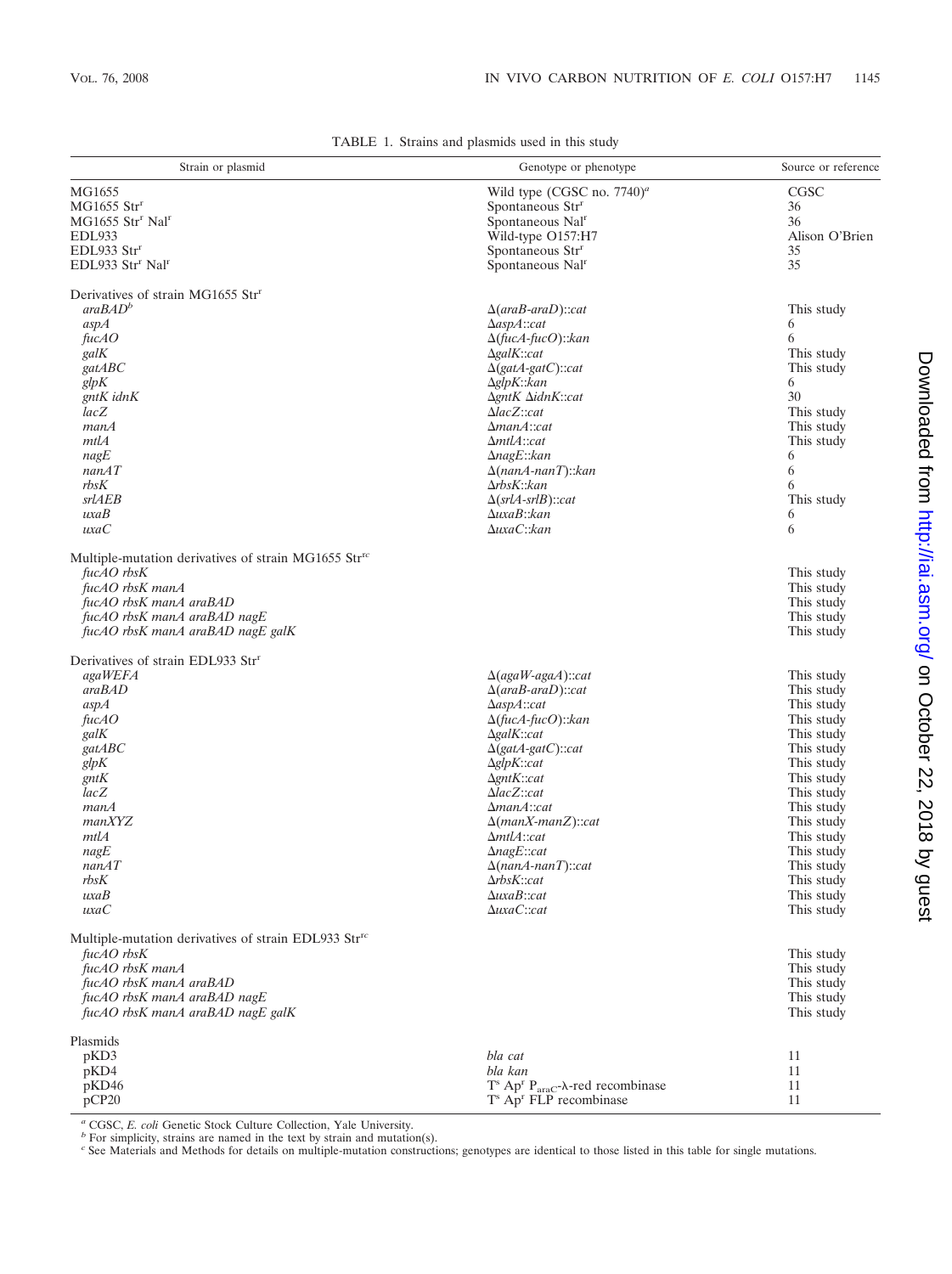TABLE 1. Strains and plasmids used in this study

| Strain or plasmid | Genotype or phenotype | Source or reference |
|---|---|---|
| MG1655 | Wild type (CGSC no. 7740)[a] | CGSC |
| MG1655 Str$^r$ | Spontaneous Str$^r$ | 36 |
| MG1655 Str$^r$ Nal$^r$ | Spontaneous Nal$^r$ | 36 |
| EDL933 | Wild-type O157:H7 | Alison O'Brien |
| EDL933 Str$^r$ | Spontaneous Str$^r$ | 35 |
| EDL933 Str$^r$ Nal$^r$ | Spontaneous Nal$^r$ | 35 |
| Derivatives of strain MG1655 Str$^r$ | | |
| *araBAD*[b] | Δ(*araB-araD*)::*cat* | This study |
| *aspA* | Δ*aspA*::*cat* | 6 |
| *fucAO* | Δ(*fucA-fucO*)::*kan* | 6 |
| *galK* | Δ*galK*::*cat* | This study |
| *gatABC* | Δ(*gatA-gatC*)::*cat* | This study |
| *glpK* | Δ*glpK*::*kan* | 6 |
| *gntK idnK* | Δ*gntK* Δ*idnK*::*cat* | 30 |
| *lacZ* | Δ*lacZ*::*cat* | This study |
| *manA* | Δ*manA*::*cat* | This study |
| *mtlA* | Δ*mtlA*::*cat* | This study |
| *nagE* | Δ*nagE*::*kan* | 6 |
| *nanAT* | Δ(*nanA-nanT*)::*kan* | 6 |
| *rbsK* | Δ*rbsK*::*kan* | 6 |
| *srlAEB* | Δ(*srlA-srlB*)::*cat* | This study |
| *uxaB* | Δ*uxaB*::*kan* | 6 |
| *uxaC* | Δ*uxaC*::*kan* | 6 |
| Multiple-mutation derivatives of strain MG1655 Str$^r$[c] | | |
| *fucAO rbsK* | | This study |
| *fucAO rbsK manA* | | This study |
| *fucAO rbsK manA araBAD* | | This study |
| *fucAO rbsK manA araBAD nagE* | | This study |
| *fucAO rbsK manA araBAD nagE galK* | | This study |
| Derivatives of strain EDL933 Str$^r$ | | |
| *agaWEFA* | Δ(*agaW-agaA*)::*cat* | This study |
| *araBAD* | Δ(*araB-araD*)::*cat* | This study |
| *aspA* | Δ*aspA*::*cat* | This study |
| *fucAO* | Δ(*fucA-fucO*)::*kan* | This study |
| *galK* | Δ*galK*::*cat* | This study |
| *gatABC* | Δ(*gatA-gatC*)::*cat* | This study |
| *glpK* | Δ*glpK*::*cat* | This study |
| *gntK* | Δ*gntK*::*cat* | This study |
| *lacZ* | Δ*lacZ*::*cat* | This study |
| *manA* | Δ*manA*::*cat* | This study |
| *manXYZ* | Δ(*manX-manZ*)::*cat* | This study |
| *mtlA* | Δ*mtlA*::*cat* | This study |
| *nagE* | Δ*nagE*::*cat* | This study |
| *nanAT* | Δ(*nanA-nanT*)::*cat* | This study |
| *rbsK* | Δ*rbsK*::*cat* | This study |
| *uxaB* | Δ*uxaB*::*cat* | This study |
| *uxaC* | Δ*uxaC*::*cat* | This study |
| Multiple-mutation derivatives of strain EDL933 Str$^r$[c] | | |
| *fucAO rbsK* | | This study |
| *fucAO rbsK manA* | | This study |
| *fucAO rbsK manA araBAD* | | This study |
| *fucAO rbsK manA araBAD nagE* | | This study |
| *fucAO rbsK manA araBAD nagE galK* | | This study |
| Plasmids | | |
| pKD3 | *bla cat* | 11 |
| pKD4 | *bla kan* | 11 |
| pKD46 | T$^s$ Ap$^r$ $P_{araC}$-λ-red recombinase | 11 |
| pCP20 | T$^s$ Ap$^r$ FLP recombinase | 11 |

[a] CGSC, *E. coli* Genetic Stock Culture Collection, Yale University.
[b] For simplicity, strains are named in the text by strain and mutation(s).
[c] See Materials and Methods for details on multiple-mutation constructions; genotypes are identical to those listed in this table for single mutations.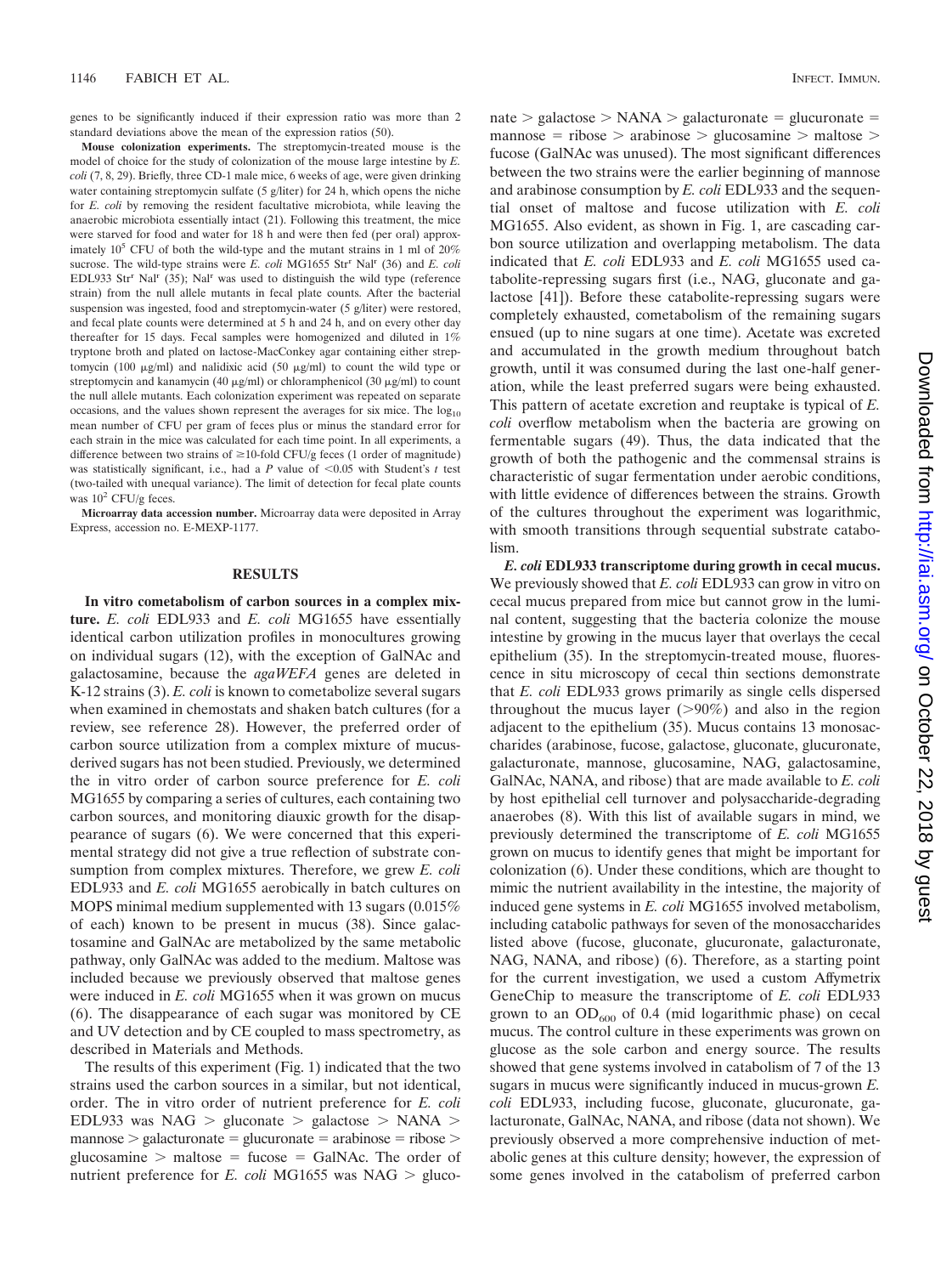genes to be significantly induced if their expression ratio was more than 2 standard deviations above the mean of the expression ratios (50).

**Mouse colonization experiments.** The streptomycin-treated mouse is the model of choice for the study of colonization of the mouse large intestine by *E. coli* (7, 8, 29). Briefly, three CD-1 male mice, 6 weeks of age, were given drinking water containing streptomycin sulfate (5 g/liter) for 24 h, which opens the niche for *E. coli* by removing the resident facultative microbiota, while leaving the anaerobic microbiota essentially intact (21). Following this treatment, the mice were starved for food and water for 18 h and were then fed (per oral) approximately $10^5$ CFU of both the wild-type and the mutant strains in 1 ml of 20% sucrose. The wild-type strains were *E. coli* MG1655 Str$^r$ Nal$^r$ (36) and *E. coli* EDL933 Str$^r$ Nal$^r$ (35); Nal$^r$ was used to distinguish the wild type (reference strain) from the null allele mutants in fecal plate counts. After the bacterial suspension was ingested, food and streptomycin-water (5 g/liter) were restored, and fecal plate counts were determined at 5 h and 24 h, and on every other day thereafter for 15 days. Fecal samples were homogenized and diluted in 1% tryptone broth and plated on lactose-MacConkey agar containing either streptomycin (100 μg/ml) and nalidixic acid (50 μg/ml) to count the wild type or streptomycin and kanamycin (40 μg/ml) or chloramphenicol (30 μg/ml) to count the null allele mutants. Each colonization experiment was repeated on separate occasions, and the values shown represent the averages for six mice. The $\log_{10}$ mean number of CFU per gram of feces plus or minus the standard error for each strain in the mice was calculated for each time point. In all experiments, a difference between two strains of ≥10-fold CFU/g feces (1 order of magnitude) was statistically significant, i.e., had a $P$ value of $<0.05$ with Student's $t$ test (two-tailed with unequal variance). The limit of detection for fecal plate counts was $10^2$ CFU/g feces.

**Microarray data accession number.** Microarray data were deposited in Array Express, accession no. E-MEXP-1177.

## RESULTS

**In vitro cometabolism of carbon sources in a complex mixture.** *E. coli* EDL933 and *E. coli* MG1655 have essentially identical carbon utilization profiles in monocultures growing on individual sugars (12), with the exception of GalNAc and galactosamine, because the *agaWEFA* genes are deleted in K-12 strains (3). *E. coli* is known to cometabolize several sugars when examined in chemostats and shaken batch cultures (for a review, see reference 28). However, the preferred order of carbon source utilization from a complex mixture of mucus-derived sugars has not been studied. Previously, we determined the in vitro order of carbon source preference for *E. coli* MG1655 by comparing a series of cultures, each containing two carbon sources, and monitoring diauxic growth for the disappearance of sugars (6). We were concerned that this experimental strategy did not give a true reflection of substrate consumption from complex mixtures. Therefore, we grew *E. coli* EDL933 and *E. coli* MG1655 aerobically in batch cultures on MOPS minimal medium supplemented with 13 sugars (0.015% of each) known to be present in mucus (38). Since galactosamine and GalNAc are metabolized by the same metabolic pathway, only GalNAc was added to the medium. Maltose was included because we previously observed that maltose genes were induced in *E. coli* MG1655 when it was grown on mucus (6). The disappearance of each sugar was monitored by CE and UV detection and by CE coupled to mass spectrometry, as described in Materials and Methods.

The results of this experiment (Fig. 1) indicated that the two strains used the carbon sources in a similar, but not identical, order. The in vitro order of nutrient preference for *E. coli* EDL933 was NAG > gluconate > galactose > NANA > mannose > galacturonate = glucuronate = arabinose = ribose > glucosamine > maltose = fucose = GalNAc. The order of nutrient preference for *E. coli* MG1655 was NAG > gluconate > galactose > NANA > galacturonate = glucuronate = mannose = ribose > arabinose > glucosamine > maltose > fucose (GalNAc was unused). The most significant differences between the two strains were the earlier beginning of mannose and arabinose consumption by *E. coli* EDL933 and the sequential onset of maltose and fucose utilization with *E. coli* MG1655. Also evident, as shown in Fig. 1, are cascading carbon source utilization and overlapping metabolism. The data indicated that *E. coli* EDL933 and *E. coli* MG1655 used catabolite-repressing sugars first (i.e., NAG, gluconate and galactose [41]). Before these catabolite-repressing sugars were completely exhausted, cometabolism of the remaining sugars ensued (up to nine sugars at one time). Acetate was excreted and accumulated in the growth medium throughout batch growth, until it was consumed during the last one-half generation, while the least preferred sugars were being exhausted. This pattern of acetate excretion and reuptake is typical of *E. coli* overflow metabolism when the bacteria are growing on fermentable sugars (49). Thus, the data indicated that the growth of both the pathogenic and the commensal strains is characteristic of sugar fermentation under aerobic conditions, with little evidence of differences between the strains. Growth of the cultures throughout the experiment was logarithmic, with smooth transitions through sequential substrate catabolism.

***E. coli* EDL933 transcriptome during growth in cecal mucus.** We previously showed that *E. coli* EDL933 can grow in vitro on cecal mucus prepared from mice but cannot grow in the luminal content, suggesting that the bacteria colonize the mouse intestine by growing in the mucus layer that overlays the cecal epithelium (35). In the streptomycin-treated mouse, fluorescence in situ microscopy of cecal thin sections demonstrate that *E. coli* EDL933 grows primarily as single cells dispersed throughout the mucus layer (>90%) and also in the region adjacent to the epithelium (35). Mucus contains 13 monosaccharides (arabinose, fucose, galactose, gluconate, glucuronate, galacturonate, mannose, glucosamine, NAG, galactosamine, GalNAc, NANA, and ribose) that are made available to *E. coli* by host epithelial cell turnover and polysaccharide-degrading anaerobes (8). With this list of available sugars in mind, we previously determined the transcriptome of *E. coli* MG1655 grown on mucus to identify genes that might be important for colonization (6). Under these conditions, which are thought to mimic the nutrient availability in the intestine, the majority of induced gene systems in *E. coli* MG1655 involved metabolism, including catabolic pathways for seven of the monosaccharides listed above (fucose, gluconate, glucuronate, galacturonate, NAG, NANA, and ribose) (6). Therefore, as a starting point for the current investigation, we used a custom Affymetrix GeneChip to measure the transcriptome of *E. coli* EDL933 grown to an $OD_{600}$ of 0.4 (mid logarithmic phase) on cecal mucus. The control culture in these experiments was grown on glucose as the sole carbon and energy source. The results showed that gene systems involved in catabolism of 7 of the 13 sugars in mucus were significantly induced in mucus-grown *E. coli* EDL933, including fucose, gluconate, glucuronate, galacturonate, GalNAc, NANA, and ribose (data not shown). We previously observed a more comprehensive induction of metabolic genes at this culture density; however, the expression of some genes involved in the catabolism of preferred carbon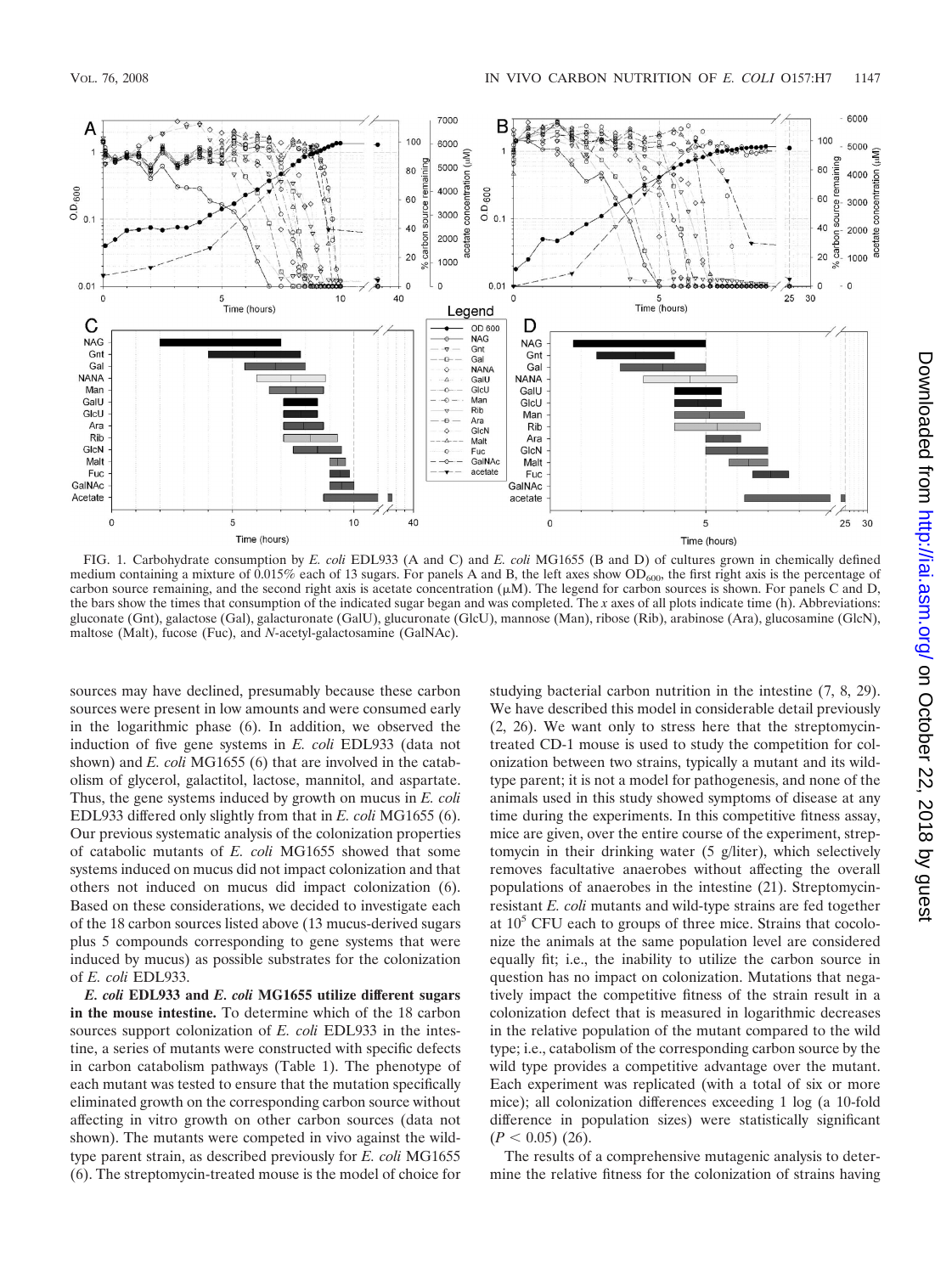FIG. 1. Carbohydrate consumption by *E. coli* EDL933 (A and C) and *E. coli* MG1655 (B and D) of cultures grown in chemically defined medium containing a mixture of 0.015% each of 13 sugars. For panels A and B, the left axes show $OD_{600}$, the first right axis is the percentage of carbon source remaining, and the second right axis is acetate concentration (μM). The legend for carbon sources is shown. For panels C and D, the bars show the times that consumption of the indicated sugar began and was completed. The *x* axes of all plots indicate time (h). Abbreviations: gluconate (Gnt), galactose (Gal), galacturonate (GalU), glucuronate (GlcU), mannose (Man), ribose (Rib), arabinose (Ara), glucosamine (GlcN), maltose (Malt), fucose (Fuc), and *N*-acetyl-galactosamine (GalNAc).

sources may have declined, presumably because these carbon sources were present in low amounts and were consumed early in the logarithmic phase (6). In addition, we observed the induction of five gene systems in *E. coli* EDL933 (data not shown) and *E. coli* MG1655 (6) that are involved in the catabolism of glycerol, galactitol, lactose, mannitol, and aspartate. Thus, the gene systems induced by growth on mucus in *E. coli* EDL933 differed only slightly from that in *E. coli* MG1655 (6). Our previous systematic analysis of the colonization properties of catabolic mutants of *E. coli* MG1655 showed that some systems induced on mucus did not impact colonization and that others not induced on mucus did impact colonization (6). Based on these considerations, we decided to investigate each of the 18 carbon sources listed above (13 mucus-derived sugars plus 5 compounds corresponding to gene systems that were induced by mucus) as possible substrates for the colonization of *E. coli* EDL933.

***E. coli* EDL933 and *E. coli* MG1655 utilize different sugars in the mouse intestine.** To determine which of the 18 carbon sources support colonization of *E. coli* EDL933 in the intestine, a series of mutants were constructed with specific defects in carbon catabolism pathways (Table 1). The phenotype of each mutant was tested to ensure that the mutation specifically eliminated growth on the corresponding carbon source without affecting in vitro growth on other carbon sources (data not shown). The mutants were competed in vivo against the wild-type parent strain, as described previously for *E. coli* MG1655 (6). The streptomycin-treated mouse is the model of choice for studying bacterial carbon nutrition in the intestine (7, 8, 29). We have described this model in considerable detail previously (2, 26). We want only to stress here that the streptomycin-treated CD-1 mouse is used to study the competition for colonization between two strains, typically a mutant and its wild-type parent; it is not a model for pathogenesis, and none of the animals used in this study showed symptoms of disease at any time during the experiments. In this competitive fitness assay, mice are given, over the entire course of the experiment, streptomycin in their drinking water (5 g/liter), which selectively removes facultative anaerobes without affecting the overall populations of anaerobes in the intestine (21). Streptomycin-resistant *E. coli* mutants and wild-type strains are fed together at $10^5$ CFU each to groups of three mice. Strains that cocolonize the animals at the same population level are considered equally fit; i.e., the inability to utilize the carbon source in question has no impact on colonization. Mutations that negatively impact the competitive fitness of the strain result in a colonization defect that is measured in logarithmic decreases in the relative population of the mutant compared to the wild type; i.e., catabolism of the corresponding carbon source by the wild type provides a competitive advantage over the mutant. Each experiment was replicated (with a total of six or more mice); all colonization differences exceeding 1 log (a 10-fold difference in population sizes) were statistically significant ($P < 0.05$) (26).

The results of a comprehensive mutagenic analysis to determine the relative fitness for the colonization of strains having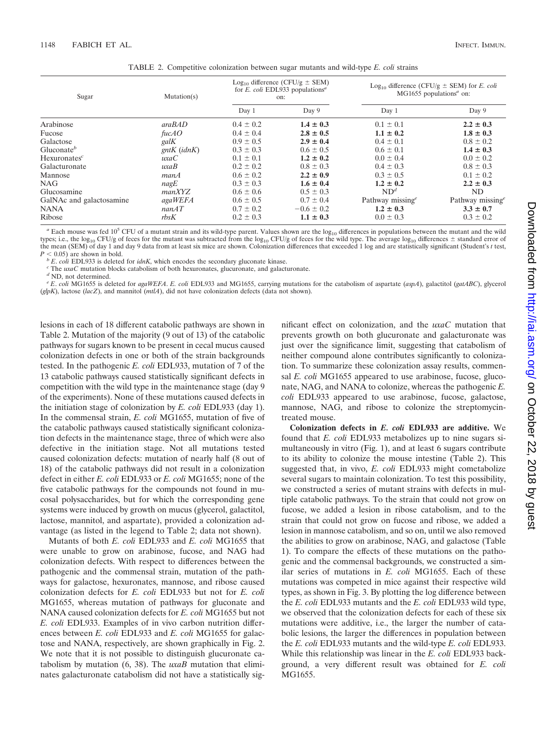TABLE 2. Competitive colonization between sugar mutants and wild-type *E. coli* strains

| Sugar | Mutation(s) | $Log_{10}$ difference (CFU/g ± SEM) for *E. coli* EDL933 populations[a] on: | | $Log_{10}$ difference (CFU/g ± SEM) for *E. coli* MG1655 populations[a] on: | |
|---|---|---|---|---|---|
| | | Day 1 | Day 9 | Day 1 | Day 9 |
| Arabinose | *araBAD* | 0.4 ± 0.2 | **1.4 ± 0.3** | 0.1 ± 0.1 | **2.2 ± 0.3** |
| Fucose | *fucAO* | 0.4 ± 0.4 | **2.8 ± 0.5** | **1.1 ± 0.2** | **1.8 ± 0.3** |
| Galactose | *galK* | 0.9 ± 0.5 | **2.9 ± 0.4** | 0.4 ± 0.1 | 0.8 ± 0.2 |
| Gluconate[b] | *gntK* (*idnK*) | 0.3 ± 0.3 | 0.6 ± 0.5 | 0.6 ± 0.1 | **1.4 ± 0.3** |
| Hexuronates[c] | *uxaC* | 0.1 ± 0.1 | **1.2 ± 0.2** | 0.0 ± 0.4 | 0.0 ± 0.2 |
| Galacturonate | *uxaB* | 0.2 ± 0.2 | 0.8 ± 0.3 | 0.4 ± 0.3 | 0.8 ± 0.3 |
| Mannose | *manA* | 0.6 ± 0.2 | **2.2 ± 0.9** | 0.3 ± 0.5 | 0.1 ± 0.2 |
| NAG | *nagE* | 0.3 ± 0.3 | **1.6 ± 0.4** | **1.2 ± 0.2** | **2.2 ± 0.3** |
| Glucosamine | *manXYZ* | 0.6 ± 0.6 | 0.5 ± 0.3 | ND[d] | ND |
| GalNAc and galactosamine | *agaWEFA* | 0.6 ± 0.5 | 0.7 ± 0.4 | Pathway missing[e] | Pathway missing[e] |
| NANA | *nanAT* | 0.7 ± 0.2 | −0.6 ± 0.2 | **1.2 ± 0.3** | **3.3 ± 0.7** |
| Ribose | *rbsK* | 0.2 ± 0.3 | **1.1 ± 0.3** | 0.0 ± 0.3 | 0.3 ± 0.2 |

[a] Each mouse was fed $10^5$ CFU of a mutant strain and its wild-type parent. Values shown are the $log_{10}$ differences in populations between the mutant and the wild types; i.e., the $log_{10}$ CFU/g of feces for the mutant was subtracted from the $log_{10}$ CFU/g of feces for the wild type. The average $log_{10}$ differences ± standard error of the mean (SEM) of day 1 and day 9 data from at least six mice are shown. Colonization differences that exceeded 1 log and are statistically significant (Student's *t* test, $P < 0.05$) are shown in bold.

[b] *E. coli* EDL933 is deleted for *idnK*, which encodes the secondary gluconate kinase.

[c] The *uxaC* mutation blocks catabolism of both hexuronates, glucuronate, and galacturonate.

[d] ND, not determined.

[e] *E. coli* MG1655 is deleted for *agaWEFA*. *E. coli* EDL933 and MG1655, carrying mutations for the catabolism of aspartate (*aspA*), galactitol (*gatABC*), glycerol (*glpK*), lactose (*lacZ*), and mannitol (*mtlA*), did not have colonization defects (data not shown).

lesions in each of 18 different catabolic pathways are shown in Table 2. Mutation of the majority (9 out of 13) of the catabolic pathways for sugars known to be present in cecal mucus caused colonization defects in one or both of the strain backgrounds tested. In the pathogenic *E. coli* EDL933, mutation of 7 of the 13 catabolic pathways caused statistically significant defects in competition with the wild type in the maintenance stage (day 9 of the experiments). None of these mutations caused defects in the initiation stage of colonization by *E. coli* EDL933 (day 1). In the commensal strain, *E. coli* MG1655, mutation of five of the catabolic pathways caused statistically significant colonization defects in the maintenance stage, three of which were also defective in the initiation stage. Not all mutations tested caused colonization defects: mutation of nearly half (8 out of 18) of the catabolic pathways did not result in a colonization defect in either *E. coli* EDL933 or *E. coli* MG1655; none of the five catabolic pathways for the compounds not found in mucosal polysaccharides, but for which the corresponding gene systems were induced by growth on mucus (glycerol, galactitol, lactose, mannitol, and aspartate), provided a colonization advantage (as listed in the legend to Table 2; data not shown).

Mutants of both *E. coli* EDL933 and *E. coli* MG1655 that were unable to grow on arabinose, fucose, and NAG had colonization defects. With respect to differences between the pathogenic and the commensal strain, mutation of the pathways for galactose, hexuronates, mannose, and ribose caused colonization defects for *E. coli* EDL933 but not for *E. coli* MG1655, whereas mutation of pathways for gluconate and NANA caused colonization defects for *E. coli* MG1655 but not *E. coli* EDL933. Examples of in vivo carbon nutrition differences between *E. coli* EDL933 and *E. coli* MG1655 for galactose and NANA, respectively, are shown graphically in Fig. 2. We note that it is not possible to distinguish glucuronate catabolism by mutation (6, 38). The *uxaB* mutation that eliminates galacturonate catabolism did not have a statistically significant effect on colonization, and the *uxaC* mutation that prevents growth on both glucuronate and galacturonate was just over the significance limit, suggesting that catabolism of neither compound alone contributes significantly to colonization. To summarize these colonization assay results, commensal *E. coli* MG1655 appeared to use arabinose, fucose, gluconate, NAG, and NANA to colonize, whereas the pathogenic *E. coli* EDL933 appeared to use arabinose, fucose, galactose, mannose, NAG, and ribose to colonize the streptomycin-treated mouse.

**Colonization defects in *E. coli* EDL933 are additive.** We found that *E. coli* EDL933 metabolizes up to nine sugars simultaneously in vitro (Fig. 1), and at least 6 sugars contribute to its ability to colonize the mouse intestine (Table 2). This suggested that, in vivo, *E. coli* EDL933 might cometabolize several sugars to maintain colonization. To test this possibility, we constructed a series of mutant strains with defects in multiple catabolic pathways. To the strain that could not grow on fucose, we added a lesion in ribose catabolism, and to the strain that could not grow on fucose and ribose, we added a lesion in mannose catabolism, and so on, until we also removed the abilities to grow on arabinose, NAG, and galactose (Table 1). To compare the effects of these mutations on the pathogenic and the commensal backgrounds, we constructed a similar series of mutations in *E. coli* MG1655. Each of these mutations was competed in mice against their respective wild types, as shown in Fig. 3. By plotting the log difference between the *E. coli* EDL933 mutants and the *E. coli* EDL933 wild type, we observed that the colonization defects for each of these six mutations were additive, i.e., the larger the number of catabolic lesions, the larger the differences in population between the *E. coli* EDL933 mutants and the wild-type *E. coli* EDL933. While this relationship was linear in the *E. coli* EDL933 background, a very different result was obtained for *E. coli* MG1655.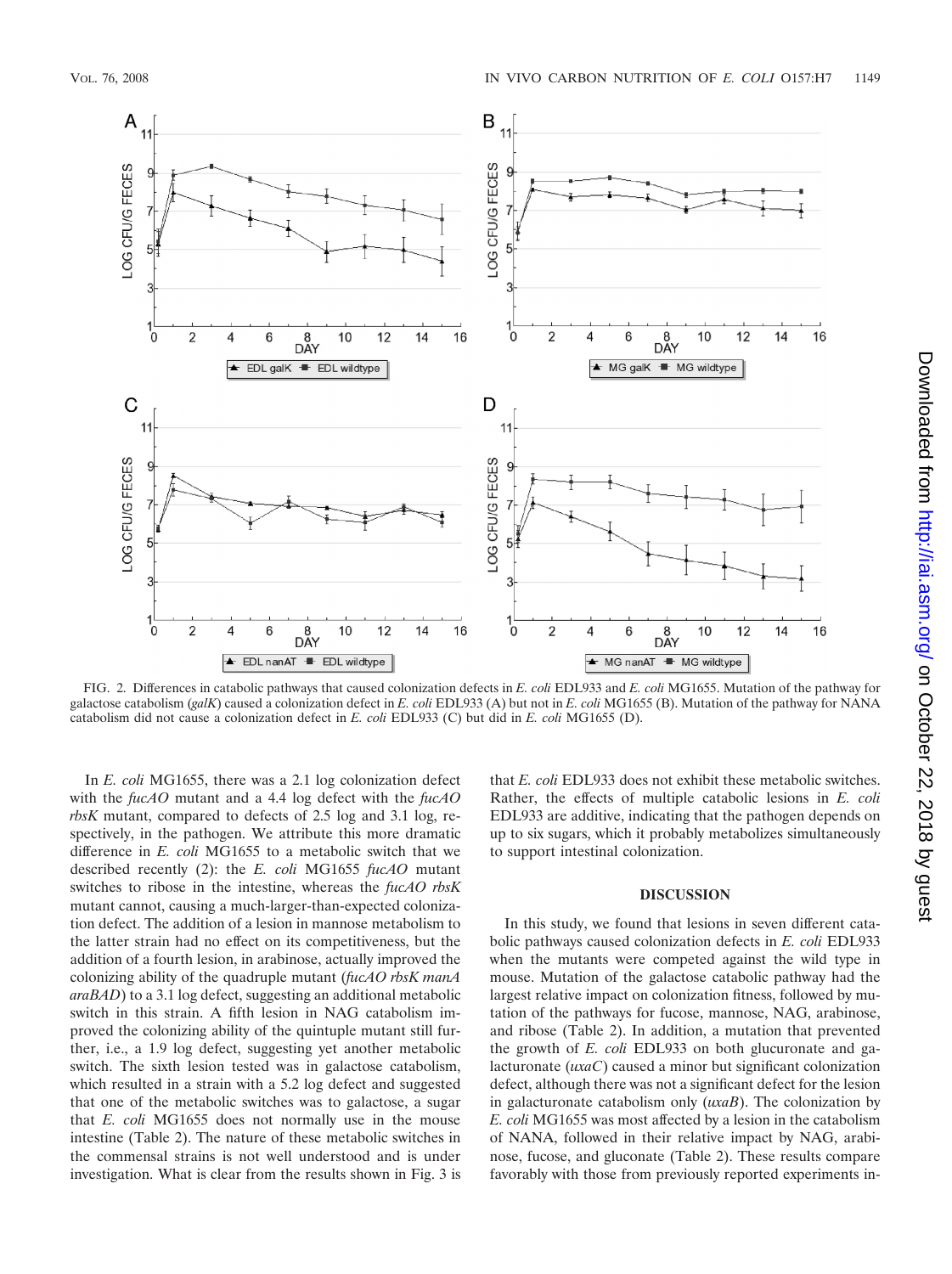FIG. 2. Differences in catabolic pathways that caused colonization defects in *E. coli* EDL933 and *E. coli* MG1655. Mutation of the pathway for galactose catabolism (*galK*) caused a colonization defect in *E. coli* EDL933 (A) but not in *E. coli* MG1655 (B). Mutation of the pathway for NANA catabolism did not cause a colonization defect in *E. coli* EDL933 (C) but did in *E. coli* MG1655 (D).

In *E. coli* MG1655, there was a 2.1 log colonization defect with the *fucAO* mutant and a 4.4 log defect with the *fucAO rbsK* mutant, compared to defects of 2.5 log and 3.1 log, respectively, in the pathogen. We attribute this more dramatic difference in *E. coli* MG1655 to a metabolic switch that we described recently (2): the *E. coli* MG1655 *fucAO* mutant switches to ribose in the intestine, whereas the *fucAO rbsK* mutant cannot, causing a much-larger-than-expected colonization defect. The addition of a lesion in mannose metabolism to the latter strain had no effect on its competitiveness, but the addition of a fourth lesion, in arabinose, actually improved the colonizing ability of the quadruple mutant (*fucAO rbsK manA araBAD*) to a 3.1 log defect, suggesting an additional metabolic switch in this strain. A fifth lesion in NAG catabolism improved the colonizing ability of the quintuple mutant still further, i.e., a 1.9 log defect, suggesting yet another metabolic switch. The sixth lesion tested was in galactose catabolism, which resulted in a strain with a 5.2 log defect and suggested that one of the metabolic switches was to galactose, a sugar that *E. coli* MG1655 does not normally use in the mouse intestine (Table 2). The nature of these metabolic switches in the commensal strains is not well understood and is under investigation. What is clear from the results shown in Fig. 3 is that *E. coli* EDL933 does not exhibit these metabolic switches. Rather, the effects of multiple catabolic lesions in *E. coli* EDL933 are additive, indicating that the pathogen depends on up to six sugars, which it probably metabolizes simultaneously to support intestinal colonization.

## DISCUSSION

In this study, we found that lesions in seven different catabolic pathways caused colonization defects in *E. coli* EDL933 when the mutants were competed against the wild type in mouse. Mutation of the galactose catabolic pathway had the largest relative impact on colonization fitness, followed by mutation of the pathways for fucose, mannose, NAG, arabinose, and ribose (Table 2). In addition, a mutation that prevented the growth of *E. coli* EDL933 on both glucuronate and galacturonate (*uxaC*) caused a minor but significant colonization defect, although there was not a significant defect for the lesion in galacturonate catabolism only (*uxaB*). The colonization by *E. coli* MG1655 was most affected by a lesion in the catabolism of NANA, followed in their relative impact by NAG, arabinose, fucose, and gluconate (Table 2). These results compare favorably with those from previously reported experiments in-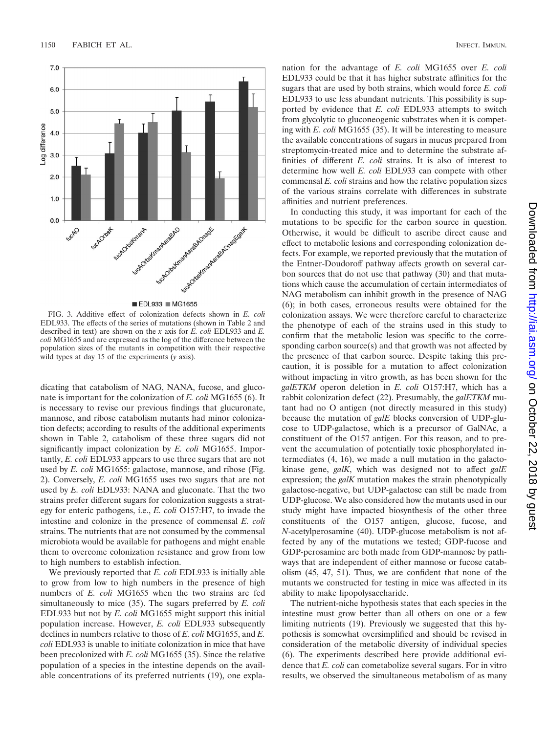FIG. 3. Additive effect of colonization defects shown in *E. coli* EDL933. The effects of the series of mutations (shown in Table 2 and described in text) are shown on the *x* axis for *E. coli* EDL933 and *E. coli* MG1655 and are expressed as the log of the difference between the population sizes of the mutants in competition with their respective wild types at day 15 of the experiments (*y* axis).

dicating that catabolism of NAG, NANA, fucose, and gluconate is important for the colonization of *E. coli* MG1655 (6). It is necessary to revise our previous findings that glucuronate, mannose, and ribose catabolism mutants had minor colonization defects; according to results of the additional experiments shown in Table 2, catabolism of these three sugars did not significantly impact colonization by *E. coli* MG1655. Importantly, *E. coli* EDL933 appears to use three sugars that are not used by *E. coli* MG1655: galactose, mannose, and ribose (Fig. 2). Conversely, *E. coli* MG1655 uses two sugars that are not used by *E. coli* EDL933: NANA and gluconate. That the two strains prefer different sugars for colonization suggests a strategy for enteric pathogens, i.e., *E. coli* O157:H7, to invade the intestine and colonize in the presence of commensal *E. coli* strains. The nutrients that are not consumed by the commensal microbiota would be available for pathogens and might enable them to overcome colonization resistance and grow from low to high numbers to establish infection.

We previously reported that *E. coli* EDL933 is initially able to grow from low to high numbers in the presence of high numbers of *E. coli* MG1655 when the two strains are fed simultaneously to mice (35). The sugars preferred by *E. coli* EDL933 but not by *E. coli* MG1655 might support this initial population increase. However, *E. coli* EDL933 subsequently declines in numbers relative to those of *E. coli* MG1655, and *E. coli* EDL933 is unable to initiate colonization in mice that have been precolonized with *E. coli* MG1655 (35). Since the relative population of a species in the intestine depends on the available concentrations of its preferred nutrients (19), one explanation for the advantage of *E. coli* MG1655 over *E. coli* EDL933 could be that it has higher substrate affinities for the sugars that are used by both strains, which would force *E. coli* EDL933 to use less abundant nutrients. This possibility is supported by evidence that *E. coli* EDL933 attempts to switch from glycolytic to gluconeogenic substrates when it is competing with *E. coli* MG1655 (35). It will be interesting to measure the available concentrations of sugars in mucus prepared from streptomycin-treated mice and to determine the substrate affinities of different *E. coli* strains. It is also of interest to determine how well *E. coli* EDL933 can compete with other commensal *E. coli* strains and how the relative population sizes of the various strains correlate with differences in substrate affinities and nutrient preferences.

In conducting this study, it was important for each of the mutations to be specific for the carbon source in question. Otherwise, it would be difficult to ascribe direct cause and effect to metabolic lesions and corresponding colonization defects. For example, we reported previously that the mutation of the Entner-Doudoroff pathway affects growth on several carbon sources that do not use that pathway (30) and that mutations which cause the accumulation of certain intermediates of NAG metabolism can inhibit growth in the presence of NAG (6); in both cases, erroneous results were obtained for the colonization assays. We were therefore careful to characterize the phenotype of each of the strains used in this study to confirm that the metabolic lesion was specific to the corresponding carbon source(s) and that growth was not affected by the presence of that carbon source. Despite taking this precaution, it is possible for a mutation to affect colonization without impacting in vitro growth, as has been shown for the *galETKM* operon deletion in *E. coli* O157:H7, which has a rabbit colonization defect (22). Presumably, the *galETKM* mutant had no O antigen (not directly measured in this study) because the mutation of *galE* blocks conversion of UDP-glucose to UDP-galactose, which is a precursor of GalNAc, a constituent of the O157 antigen. For this reason, and to prevent the accumulation of potentially toxic phosphorylated intermediates (4, 16), we made a null mutation in the galactokinase gene, *galK*, which was designed not to affect *galE* expression; the *galK* mutation makes the strain phenotypically galactose-negative, but UDP-galactose can still be made from UDP-glucose. We also considered how the mutants used in our study might have impacted biosynthesis of the other three constituents of the O157 antigen, glucose, fucose, and *N*-acetylperosamine (40). UDP-glucose metabolism is not affected by any of the mutations we tested; GDP-fucose and GDP-perosamine are both made from GDP-mannose by pathways that are independent of either mannose or fucose catabolism (45, 47, 51). Thus, we are confident that none of the mutants we constructed for testing in mice was affected in its ability to make lipopolysaccharide.

The nutrient-niche hypothesis states that each species in the intestine must grow better than all others on one or a few limiting nutrients (19). Previously we suggested that this hypothesis is somewhat oversimplified and should be revised in consideration of the metabolic diversity of individual species (6). The experiments described here provide additional evidence that *E. coli* can cometabolize several sugars. For in vitro results, we observed the simultaneous metabolism of as many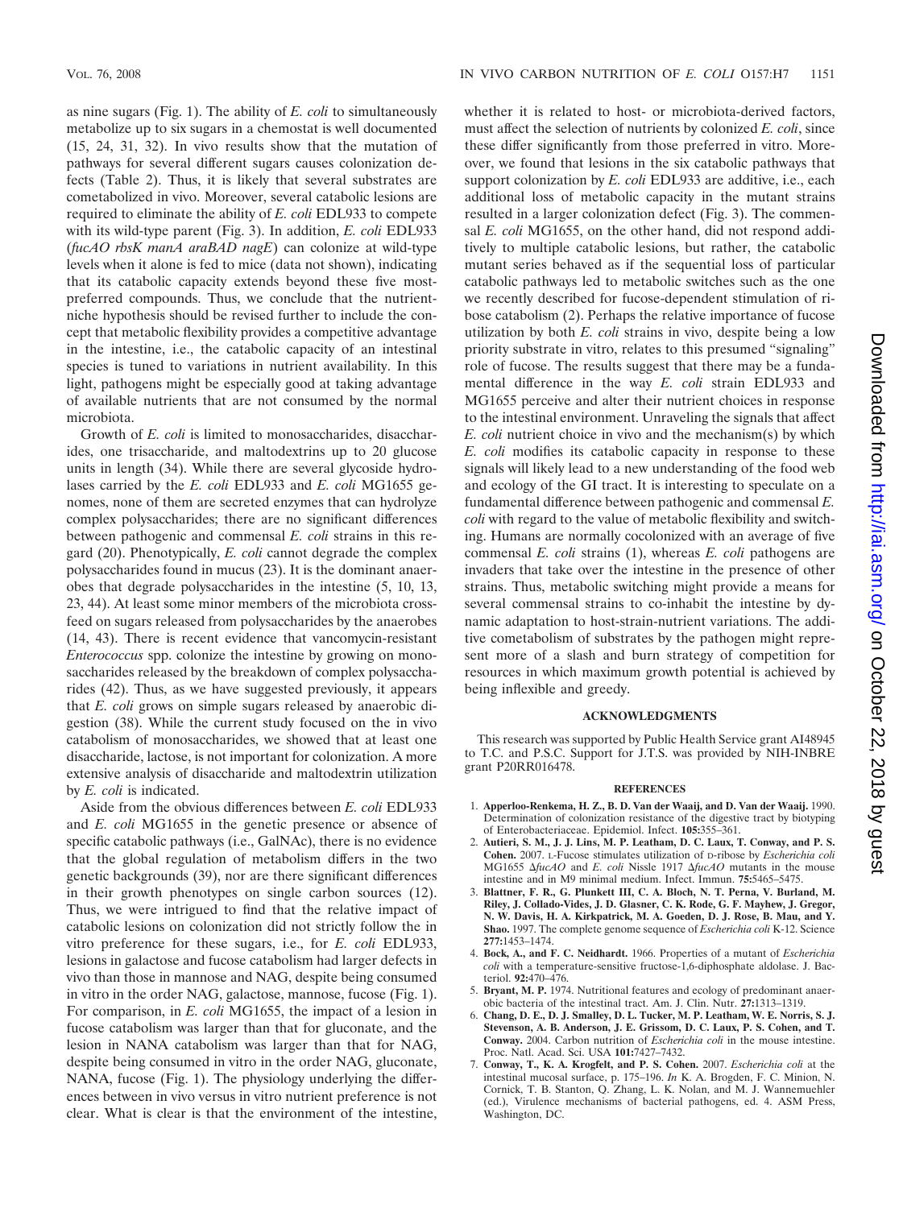as nine sugars (Fig. 1). The ability of *E. coli* to simultaneously metabolize up to six sugars in a chemostat is well documented (15, 24, 31, 32). In vivo results show that the mutation of pathways for several different sugars causes colonization defects (Table 2). Thus, it is likely that several substrates are cometabolized in vivo. Moreover, several catabolic lesions are required to eliminate the ability of *E. coli* EDL933 to compete with its wild-type parent (Fig. 3). In addition, *E. coli* EDL933 (*fucAO rbsK manA araBAD nagE*) can colonize at wild-type levels when it alone is fed to mice (data not shown), indicating that its catabolic capacity extends beyond these five most-preferred compounds. Thus, we conclude that the nutrient-niche hypothesis should be revised further to include the concept that metabolic flexibility provides a competitive advantage in the intestine, i.e., the catabolic capacity of an intestinal species is tuned to variations in nutrient availability. In this light, pathogens might be especially good at taking advantage of available nutrients that are not consumed by the normal microbiota.

Growth of *E. coli* is limited to monosaccharides, disaccharides, one trisaccharide, and maltodextrins up to 20 glucose units in length (34). While there are several glycoside hydrolases carried by the *E. coli* EDL933 and *E. coli* MG1655 genomes, none of them are secreted enzymes that can hydrolyze complex polysaccharides; there are no significant differences between pathogenic and commensal *E. coli* strains in this regard (20). Phenotypically, *E. coli* cannot degrade the complex polysaccharides found in mucus (23). It is the dominant anaerobes that degrade polysaccharides in the intestine (5, 10, 13, 23, 44). At least some minor members of the microbiota cross-feed on sugars released from polysaccharides by the anaerobes (14, 43). There is recent evidence that vancomycin-resistant *Enterococcus* spp. colonize the intestine by growing on monosaccharides released by the breakdown of complex polysaccharides (42). Thus, as we have suggested previously, it appears that *E. coli* grows on simple sugars released by anaerobic digestion (38). While the current study focused on the in vivo catabolism of monosaccharides, we showed that at least one disaccharide, lactose, is not important for colonization. A more extensive analysis of disaccharide and maltodextrin utilization by *E. coli* is indicated.

Aside from the obvious differences between *E. coli* EDL933 and *E. coli* MG1655 in the genetic presence or absence of specific catabolic pathways (i.e., GalNAc), there is no evidence that the global regulation of metabolism differs in the two genetic backgrounds (39), nor are there significant differences in their growth phenotypes on single carbon sources (12). Thus, we were intrigued to find that the relative impact of catabolic lesions on colonization did not strictly follow the in vitro preference for these sugars, i.e., for *E. coli* EDL933, lesions in galactose and fucose catabolism had larger defects in vivo than those in mannose and NAG, despite being consumed in vitro in the order NAG, galactose, mannose, fucose (Fig. 1). For comparison, in *E. coli* MG1655, the impact of a lesion in fucose catabolism was larger than that for gluconate, and the lesion in NANA catabolism was larger than that for NAG, despite being consumed in vitro in the order NAG, gluconate, NANA, fucose (Fig. 1). The physiology underlying the differences between in vivo versus in vitro nutrient preference is not clear. What is clear is that the environment of the intestine, whether it is related to host- or microbiota-derived factors, must affect the selection of nutrients by colonized *E. coli*, since these differ significantly from those preferred in vitro. Moreover, we found that lesions in the six catabolic pathways that support colonization by *E. coli* EDL933 are additive, i.e., each additional loss of metabolic capacity in the mutant strains resulted in a larger colonization defect (Fig. 3). The commensal *E. coli* MG1655, on the other hand, did not respond additively to multiple catabolic lesions, but rather, the catabolic mutant series behaved as if the sequential loss of particular catabolic pathways led to metabolic switches such as the one we recently described for fucose-dependent stimulation of ribose catabolism (2). Perhaps the relative importance of fucose utilization by both *E. coli* strains in vivo, despite being a low priority substrate in vitro, relates to this presumed "signaling" role of fucose. The results suggest that there may be a fundamental difference in the way *E. coli* strain EDL933 and MG1655 perceive and alter their nutrient choices in response to the intestinal environment. Unraveling the signals that affect *E. coli* nutrient choice in vivo and the mechanism(s) by which *E. coli* modifies its catabolic capacity in response to these signals will likely lead to a new understanding of the food web and ecology of the GI tract. It is interesting to speculate on a fundamental difference between pathogenic and commensal *E. coli* with regard to the value of metabolic flexibility and switching. Humans are normally cocolonized with an average of five commensal *E. coli* strains (1), whereas *E. coli* pathogens are invaders that take over the intestine in the presence of other strains. Thus, metabolic switching might provide a means for several commensal strains to co-inhabit the intestine by dynamic adaptation to host-strain-nutrient variations. The additive cometabolism of substrates by the pathogen might represent more of a slash and burn strategy of competition for resources in which maximum growth potential is achieved by being inflexible and greedy.

## ACKNOWLEDGMENTS

This research was supported by Public Health Service grant AI48945 to T.C. and P.S.C. Support for J.T.S. was provided by NIH-INBRE grant P20RR016478.

## REFERENCES

1. **Apperloo-Renkema, H. Z., B. D. Van der Waaij, and D. Van der Waaij.** 1990. Determination of colonization resistance of the digestive tract by biotyping of Enterobacteriaceae. Epidemiol. Infect. **105:**355–361.
2. **Autieri, S. M., J. J. Lins, M. P. Leatham, D. C. Laux, T. Conway, and P. S. Cohen.** 2007. L-Fucose stimulates utilization of D-ribose by *Escherichia coli* MG1655 Δ*fucAO* and *E. coli* Nissle 1917 Δ*fucAO* mutants in the mouse intestine and in M9 minimal medium. Infect. Immun. **75:**5465–5475.
3. **Blattner, F. R., G. Plunkett III, C. A. Bloch, N. T. Perna, V. Burland, M. Riley, J. Collado-Vides, J. D. Glasner, C. K. Rode, G. F. Mayhew, J. Gregor, N. W. Davis, H. A. Kirkpatrick, M. A. Goeden, D. J. Rose, B. Mau, and Y. Shao.** 1997. The complete genome sequence of *Escherichia coli* K-12. Science **277:**1453–1474.
4. **Bock, A., and F. C. Neidhardt.** 1966. Properties of a mutant of *Escherichia coli* with a temperature-sensitive fructose-1,6-diphosphate aldolase. J. Bacteriol. **92:**470–476.
5. **Bryant, M. P.** 1974. Nutritional features and ecology of predominant anaerobic bacteria of the intestinal tract. Am. J. Clin. Nutr. **27:**1313–1319.
6. **Chang, D. E., D. J. Smalley, D. L. Tucker, M. P. Leatham, W. E. Norris, S. J. Stevenson, A. B. Anderson, J. E. Grissom, D. C. Laux, P. S. Cohen, and T. Conway.** 2004. Carbon nutrition of *Escherichia coli* in the mouse intestine. Proc. Natl. Acad. Sci. USA **101:**7427–7432.
7. **Conway, T., K. A. Krogfelt, and P. S. Cohen.** 2007. *Escherichia coli* at the intestinal mucosal surface, p. 175–196. *In* K. A. Brogden, F. C. Minion, N. Cornick, T. B. Stanton, Q. Zhang, L. K. Nolan, and M. J. Wannemuehler (ed.), Virulence mechanisms of bacterial pathogens, ed. 4. ASM Press, Washington, DC.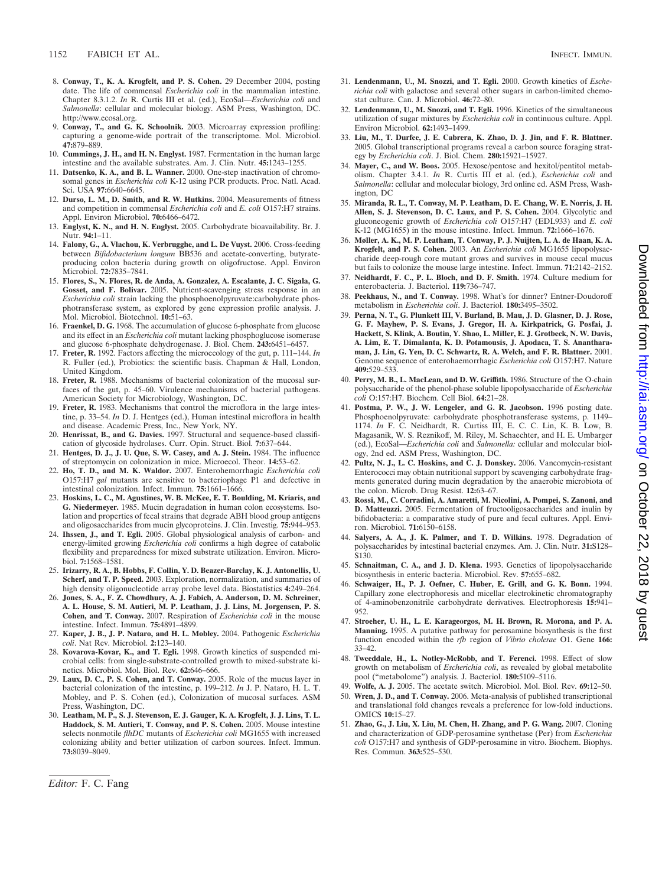8. **Conway, T., K. A. Krogfelt, and P. S. Cohen.** 29 December 2004, posting date. The life of commensal *Escherichia coli* in the mammalian intestine. Chapter 8.3.1.2. *In* R. Curtis III et al. (ed.), EcoSal—*Escherichia coli* and *Salmonella*: cellular and molecular biology. ASM Press, Washington, DC. http://www.ecosal.org.
9. **Conway, T., and G. K. Schoolnik.** 2003. Microarray expression profiling: capturing a genome-wide portrait of the transcriptome. Mol. Microbiol. **47:**879–889.
10. **Cummings, J. H., and H. N. Englyst.** 1987. Fermentation in the human large intestine and the available substrates. Am. J. Clin. Nutr. **45:**1243–1255.
11. **Datsenko, K. A., and B. L. Wanner.** 2000. One-step inactivation of chromosomal genes in *Escherichia coli* K-12 using PCR products. Proc. Natl. Acad. Sci. USA **97:**6640–6645.
12. **Durso, L. M., D. Smith, and R. W. Hutkins.** 2004. Measurements of fitness and competition in commensal *Escherichia coli* and *E. coli* O157:H7 strains. Appl. Environ Microbiol. **70:**6466–6472.
13. **Englyst, K. N., and H. N. Englyst.** 2005. Carbohydrate bioavailability. Br. J. Nutr. **94:**1–11.
14. **Falony, G., A. Vlachou, K. Verbrugghe, and L. De Vuyst.** 2006. Cross-feeding between *Bifidobacterium longum* BB536 and acetate-converting, butyrate-producing colon bacteria during growth on oligofructose. Appl. Environ Microbiol. **72:**7835–7841.
15. **Flores, S., N. Flores, R. de Anda, A. Gonzalez, A. Escalante, J. C. Sigala, G. Gosset, and F. Bolivar.** 2005. Nutrient-scavenging stress response in an *Escherichia coli* strain lacking the phosphoenolpyruvate:carbohydrate phosphotransferase system, as explored by gene expression profile analysis. J. Mol. Microbiol. Biotechnol. **10:**51–63.
16. **Fraenkel, D. G.** 1968. The accumulation of glucose 6-phosphate from glucose and its effect in an *Escherichia coli* mutant lacking phosphoglucose isomerase and glucose 6-phosphate dehydrogenase. J. Biol. Chem. **243:**6451–6457.
17. **Freter, R.** 1992. Factors affecting the microecology of the gut, p. 111–144. *In* R. Fuller (ed.), Probiotics: the scientific basis. Chapman & Hall, London, United Kingdom.
18. **Freter, R.** 1988. Mechanisms of bacterial colonization of the mucosal surfaces of the gut, p. 45–60. Virulence mechanisms of bacterial pathogens. American Society for Microbiology, Washington, DC.
19. **Freter, R.** 1983. Mechanisms that control the microflora in the large intestine, p. 33–54. *In* D. J. Hentges (ed.), Human intestinal microflora in health and disease. Academic Press, Inc., New York, NY.
20. **Henrissat, B., and G. Davies.** 1997. Structural and sequence-based classification of glycoside hydrolases. Curr. Opin. Struct. Biol. **7:**637–644.
21. **Hentges, D. J., J. U. Que, S. W. Casey, and A. J. Stein.** 1984. The influence of streptomycin on colonization in mice. Microecol. Theor. **14:**53–62.
22. **Ho, T. D., and M. K. Waldor.** 2007. Enterohemorrhagic *Escherichia coli* O157:H7 *gal* mutants are sensitive to bacteriophage P1 and defective in intestinal colonization. Infect. Immun. **75:**1661–1666.
23. **Hoskins, L. C., M. Agustines, W. B. McKee, E. T. Boulding, M. Kriaris, and G. Niedermeyer.** 1985. Mucin degradation in human colon ecosystems. Isolation and properties of fecal strains that degrade ABH blood group antigens and oligosaccharides from mucin glycoproteins. J. Clin. Investig. **75:**944–953.
24. **Ihssen, J., and T. Egli.** 2005. Global physiological analysis of carbon- and energy-limited growing *Escherichia coli* confirms a high degree of catabolic flexibility and preparedness for mixed substrate utilization. Environ. Microbiol. **7:**1568–1581.
25. **Irizarry, R. A., B. Hobbs, F. Collin, Y. D. Beazer-Barclay, K. J. Antonellis, U. Scherf, and T. P. Speed.** 2003. Exploration, normalization, and summaries of high density oligonucleotide array probe level data. Biostatistics **4:**249–264.
26. **Jones, S. A., F. Z. Chowdhury, A. J. Fabich, A. Anderson, D. M. Schreiner, A. L. House, S. M. Autieri, M. P. Leatham, J. J. Lins, M. Jorgensen, P. S. Cohen, and T. Conway.** 2007. Respiration of *Escherichia coli* in the mouse intestine. Infect. Immun. **75:**4891–4899.
27. **Kaper, J. B., J. P. Nataro, and H. L. Mobley.** 2004. Pathogenic *Escherichia coli*. Nat Rev. Microbiol. **2:**123–140.
28. **Kovarova-Kovar, K., and T. Egli.** 1998. Growth kinetics of suspended microbial cells: from single-substrate-controlled growth to mixed-substrate kinetics. Microbiol. Mol. Biol. Rev. **62:**646–666.
29. **Laux, D. C., P. S. Cohen, and T. Conway.** 2005. Role of the mucus layer in bacterial colonization of the intestine, p. 199–212. *In* J. P. Nataro, H. L. T. Mobley, and P. S. Cohen (ed.), Colonization of mucosal surfaces. ASM Press, Washington, DC.
30. **Leatham, M. P., S. J. Stevenson, E. J. Gauger, K. A. Krogfelt, J. J. Lins, T. L. Haddock, S. M. Autieri, T. Conway, and P. S. Cohen.** 2005. Mouse intestine selects nonmotile *flhDC* mutants of *Escherichia coli* MG1655 with increased colonizing ability and better utilization of carbon sources. Infect. Immun. **73:**8039–8049.
31. **Lendenmann, U., M. Snozzi, and T. Egli.** 2000. Growth kinetics of *Escherichia coli* with galactose and several other sugars in carbon-limited chemostat culture. Can. J. Microbiol. **46:**72–80.
32. **Lendenmann, U., M. Snozzi, and T. Egli.** 1996. Kinetics of the simultaneous utilization of sugar mixtures by *Escherichia coli* in continuous culture. Appl. Environ Microbiol. **62:**1493–1499.
33. **Liu, M., T. Durfee, J. E. Cabrera, K. Zhao, D. J. Jin, and F. R. Blattner.** 2005. Global transcriptional programs reveal a carbon source foraging strategy by *Escherichia coli*. J. Biol. Chem. **280:**15921–15927.
34. **Mayer, C., and W. Boos.** 2005. Hexose/pentose and hexitol/pentitol metabolism. Chapter 3.4.1. *In* R. Curtis III et al. (ed.), *Escherichia coli* and *Salmonella*: cellular and molecular biology, 3rd online ed. ASM Press, Washington, DC
35. **Miranda, R. L., T. Conway, M. P. Leatham, D. E. Chang, W. E. Norris, J. H. Allen, S. J. Stevenson, D. C. Laux, and P. S. Cohen.** 2004. Glycolytic and gluconeogenic growth of *Escherichia coli* O157:H7 (EDL933) and *E. coli* K-12 (MG1655) in the mouse intestine. Infect. Immun. **72:**1666–1676.
36. **Møller, A. K., M. P. Leatham, T. Conway, P. J. Nuijten, L. A. de Haan, K. A. Krogfelt, and P. S. Cohen.** 2003. An *Escherichia coli* MG1655 lipopolysaccharide deep-rough core mutant grows and survives in mouse cecal mucus but fails to colonize the mouse large intestine. Infect. Immun. **71:**2142–2152.
37. **Neidhardt, F. C., P. L. Bloch, and D. F. Smith.** 1974. Culture medium for enterobacteria. J. Bacteriol. **119:**736–747.
38. **Peekhaus, N., and T. Conway.** 1998. What's for dinner? Entner-Doudoroff metabolism in *Escherichia coli*. J. Bacteriol. **180:**3495–3502.
39. **Perna, N. T., G. Plunkett III, V. Burland, B. Mau, J. D. Glasner, D. J. Rose, G. F. Mayhew, P. S. Evans, J. Gregor, H. A. Kirkpatrick, G. Posfai, J. Hackett, S. Klink, A. Boutin, Y. Shao, L. Miller, E. J. Grotbeck, N. W. Davis, A. Lim, E. T. Dimalanta, K. D. Potamousis, J. Apodaca, T. S. Anantharaman, J. Lin, G. Yen, D. C. Schwartz, R. A. Welch, and F. R. Blattner.** 2001. Genome sequence of enterohaemorrhagic *Escherichia coli* O157:H7. Nature **409:**529–533.
40. **Perry, M. B., L. MacLean, and D. W. Griffith.** 1986. Structure of the O-chain polysaccharide of the phenol-phase soluble lipopolysaccharide of *Escherichia coli* O:157:H7. Biochem. Cell Biol. **64:**21–28.
41. **Postma, P. W., J. W. Lengeler, and G. R. Jacobson.** 1996 posting date. Phosphoenolpyruvate: carbohydrate phosphotransferase systems, p. 1149–1174. *In* F. C. Neidhardt, R. Curtiss III, E. C. C. Lin, K. B. Low, B. Magasanik, W. S. Reznikoff, M. Riley, M. Schaechter, and H. E. Umbarger (ed.), EcoSal—*Escherichia coli* and *Salmonella:* cellular and molecular biology, 2nd ed. ASM Press, Washington, DC.
42. **Pultz, N. J., L. C. Hoskins, and C. J. Donskey.** 2006. Vancomycin-resistant Enterococci may obtain nutritional support by scavenging carbohydrate fragments generated during mucin degradation by the anaerobic microbiota of the colon. Microb. Drug Resist. **12:**63–67.
43. **Rossi, M., C. Corradini, A. Amaretti, M. Nicolini, A. Pompei, S. Zanoni, and D. Matteuzzi.** 2005. Fermentation of fructooligosaccharides and inulin by bifidobacteria: a comparative study of pure and fecal cultures. Appl. Environ. Microbiol. **71:**6150–6158.
44. **Salyers, A. A., J. K. Palmer, and T. D. Wilkins.** 1978. Degradation of polysaccharides by intestinal bacterial enzymes. Am. J. Clin. Nutr. **31:**S128–S130.
45. **Schnaitman, C. A., and J. D. Klena.** 1993. Genetics of lipopolysaccharide biosynthesis in enteric bacteria. Microbiol. Rev. **57:**655–682.
46. **Schwaiger, H., P. J. Oefner, C. Huber, E. Grill, and G. K. Bonn.** 1994. Capillary zone electrophoresis and micellar electrokinetic chromatography of 4-aminobenzonitrile carbohydrate derivatives. Electrophoresis **15:**941–952.
47. **Stroeher, U. H., L. E. Karageorgos, M. H. Brown, R. Morona, and P. A. Manning.** 1995. A putative pathway for perosamine biosynthesis is the first function encoded within the *rfb* region of *Vibrio cholerae* O1. Gene **166:**33–42.
48. **Tweeddale, H., L. Notley-McRobb, and T. Ferenci.** 1998. Effect of slow growth on metabolism of *Escherichia coli*, as revealed by global metabolite pool ("metabolome") analysis. J. Bacteriol. **180:**5109–5116.
49. **Wolfe, A. J.** 2005. The acetate switch. Microbiol. Mol. Biol. Rev. **69:**12–50.
50. **Wren, J. D., and T. Conway.** 2006. Meta-analysis of published transcriptional and translational fold changes reveals a preference for low-fold inductions. OMICS **10:**15–27.
51. **Zhao, G., J. Liu, X. Liu, M. Chen, H. Zhang, and P. G. Wang.** 2007. Cloning and characterization of GDP-perosamine synthetase (Per) from *Escherichia coli* O157:H7 and synthesis of GDP-perosamine in vitro. Biochem. Biophys. Res. Commun. **363:**525–530.

*Editor:* F. C. Fang